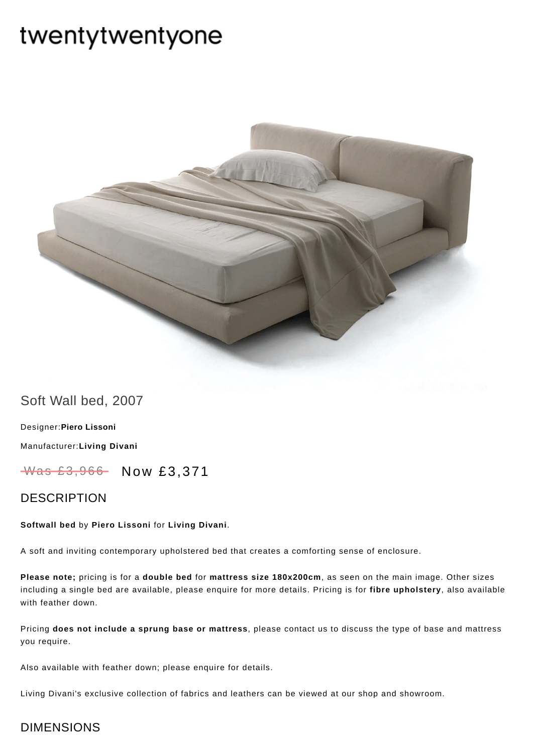twentytwentyone

# Soft Wall bed, 2007

Designer:**Piero Lissoni**

Manufacturer:**Living Divani**

~~Was £3,966~~ Now £3,371

## DESCRIPTION

**Softwall bed** by **Piero Lissoni** for **Living Divani**.

A soft and inviting contemporary upholstered bed that creates a comforting sense of enclosure.

**Please note;** pricing is for a **double bed** for **mattress size 180x200cm**, as seen on the main image. Other sizes including a single bed are available, please enquire for more details. Pricing is for **fibre upholstery**, also available with feather down.

Pricing **does not include a sprung base or mattress**, please contact us to discuss the type of base and mattress you require.

Also available with feather down; please enquire for details.

Living Divani's exclusive collection of fabrics and leathers can be viewed at our shop and showroom.

## DIMENSIONS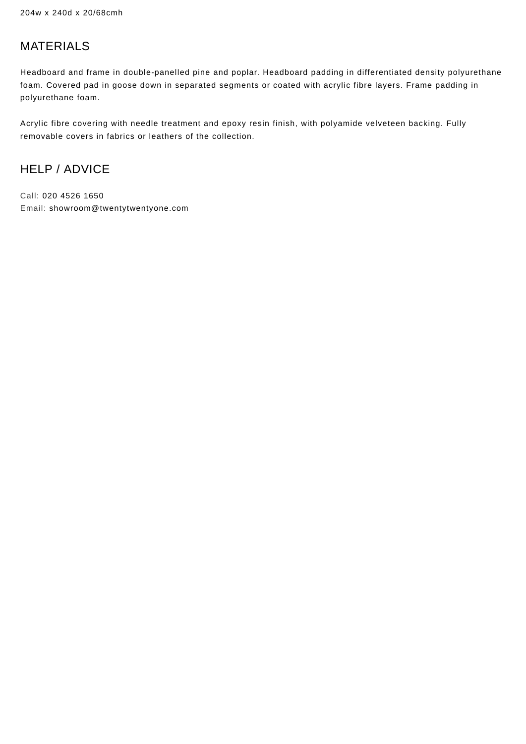204w x 240d x 20/68cmh

## MATERIALS

Headboard and frame in double-panelled pine and poplar. Headboard padding in differentiated density polyurethane foam. Covered pad in goose down in separated segments or coated with acrylic fibre layers. Frame padding in polyurethane foam.

Acrylic fibre covering with needle treatment and epoxy resin finish, with polyamide velveteen backing. Fully removable covers in fabrics or leathers of the collection.

## HELP / ADVICE

Call: 020 4526 1650
Email: showroom@twentytwentyone.com